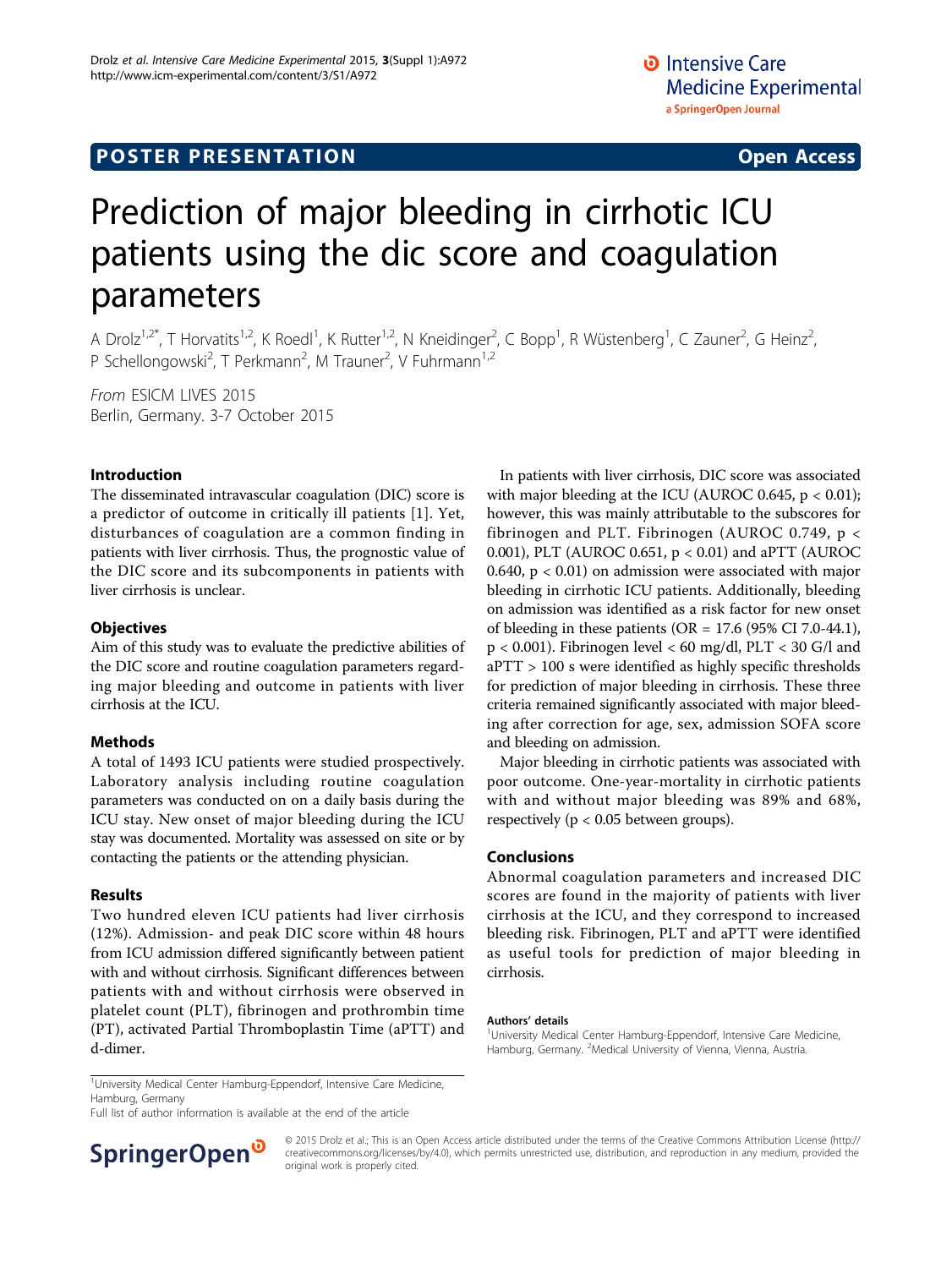POSTER PRESENTATION

Open Access

# Prediction of major bleeding in cirrhotic ICU patients using the dic score and coagulation parameters

A Drolz[1,2*], T Horvatits[1,2], K Roedl[1], K Rutter[1,2], N Kneidinger[2], C Bopp[1], R Wüstenberg[1], C Zauner[2], G Heinz[2], P Schellongowski[2], T Perkmann[2], M Trauner[2], V Fuhrmann[1,2]

*From* ESICM LIVES 2015
Berlin, Germany. 3-7 October 2015

## Introduction

The disseminated intravascular coagulation (DIC) score is a predictor of outcome in critically ill patients [1]. Yet, disturbances of coagulation are a common finding in patients with liver cirrhosis. Thus, the prognostic value of the DIC score and its subcomponents in patients with liver cirrhosis is unclear.

## Objectives

Aim of this study was to evaluate the predictive abilities of the DIC score and routine coagulation parameters regarding major bleeding and outcome in patients with liver cirrhosis at the ICU.

## Methods

A total of 1493 ICU patients were studied prospectively. Laboratory analysis including routine coagulation parameters was conducted on on a daily basis during the ICU stay. New onset of major bleeding during the ICU stay was documented. Mortality was assessed on site or by contacting the patients or the attending physician.

## Results

Two hundred eleven ICU patients had liver cirrhosis (12%). Admission- and peak DIC score within 48 hours from ICU admission differed significantly between patient with and without cirrhosis. Significant differences between patients with and without cirrhosis were observed in platelet count (PLT), fibrinogen and prothrombin time (PT), activated Partial Thromboplastin Time (aPTT) and d-dimer.

In patients with liver cirrhosis, DIC score was associated with major bleeding at the ICU (AUROC 0.645, $p < 0.01$); however, this was mainly attributable to the subscores for fibrinogen and PLT. Fibrinogen (AUROC 0.749, $p < 0.001$), PLT (AUROC 0.651, $p < 0.01$) and aPTT (AUROC 0.640, $p < 0.01$) on admission were associated with major bleeding in cirrhotic ICU patients. Additionally, bleeding on admission was identified as a risk factor for new onset of bleeding in these patients (OR = 17.6 (95% CI 7.0-44.1), $p < 0.001$). Fibrinogen level < 60 mg/dl, PLT < 30 G/l and aPTT > 100 s were identified as highly specific thresholds for prediction of major bleeding in cirrhosis. These three criteria remained significantly associated with major bleeding after correction for age, sex, admission SOFA score and bleeding on admission.

Major bleeding in cirrhotic patients was associated with poor outcome. One-year-mortality in cirrhotic patients with and without major bleeding was 89% and 68%, respectively ($p < 0.05$ between groups).

## Conclusions

Abnormal coagulation parameters and increased DIC scores are found in the majority of patients with liver cirrhosis at the ICU, and they correspond to increased bleeding risk. Fibrinogen, PLT and aPTT were identified as useful tools for prediction of major bleeding in cirrhosis.

### Authors' details

[1]University Medical Center Hamburg-Eppendorf, Intensive Care Medicine, Hamburg, Germany. [2]Medical University of Vienna, Vienna, Austria.

[1]University Medical Center Hamburg-Eppendorf, Intensive Care Medicine, Hamburg, Germany
Full list of author information is available at the end of the article

© 2015 Drolz et al.; This is an Open Access article distributed under the terms of the Creative Commons Attribution License (http://creativecommons.org/licenses/by/4.0), which permits unrestricted use, distribution, and reproduction in any medium, provided the original work is properly cited.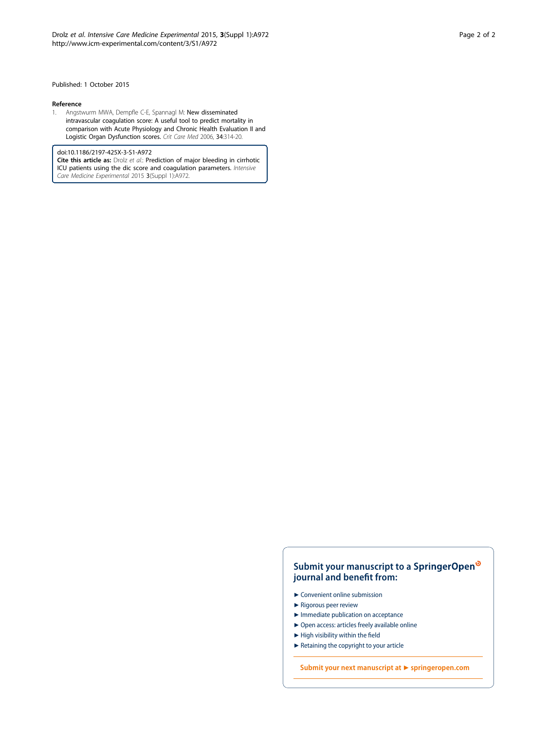Published: 1 October 2015

#### Reference

1. Angstwurm MWA, Dempfle C-E, Spannagl M: New disseminated intravascular coagulation score: A useful tool to predict mortality in comparison with Acute Physiology and Chronic Health Evaluation II and Logistic Organ Dysfunction scores. *Crit Care Med* 2006, **34**:314-20.

doi:10.1186/2197-425X-3-S1-A972

**Cite this article as:** Drolz *et al.*: Prediction of major bleeding in cirrhotic ICU patients using the dic score and coagulation parameters. *Intensive Care Medicine Experimental* 2015 **3**(Suppl 1):A972.

**Submit your manuscript to a SpringerOpen journal and benefit from:**

- ► Convenient online submission
- ► Rigorous peer review
- ► Immediate publication on acceptance
- ► Open access: articles freely available online
- ► High visibility within the field
- ► Retaining the copyright to your article

**Submit your next manuscript at ► springeropen.com**